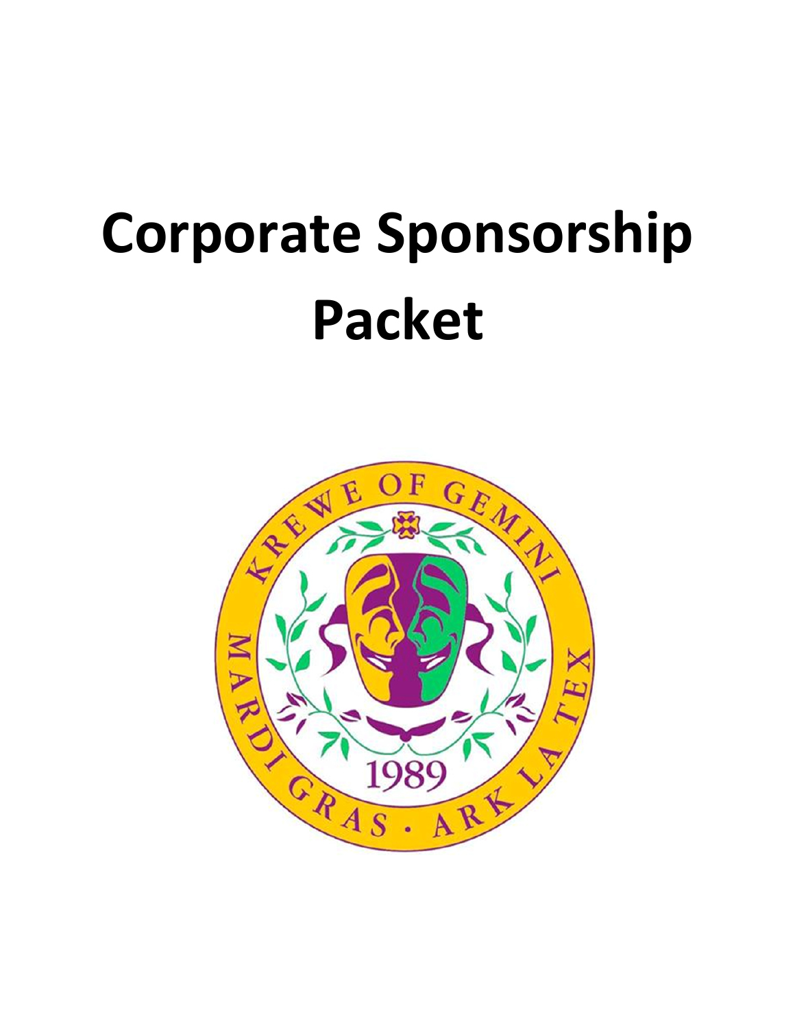# Corporate Sponsorship Packet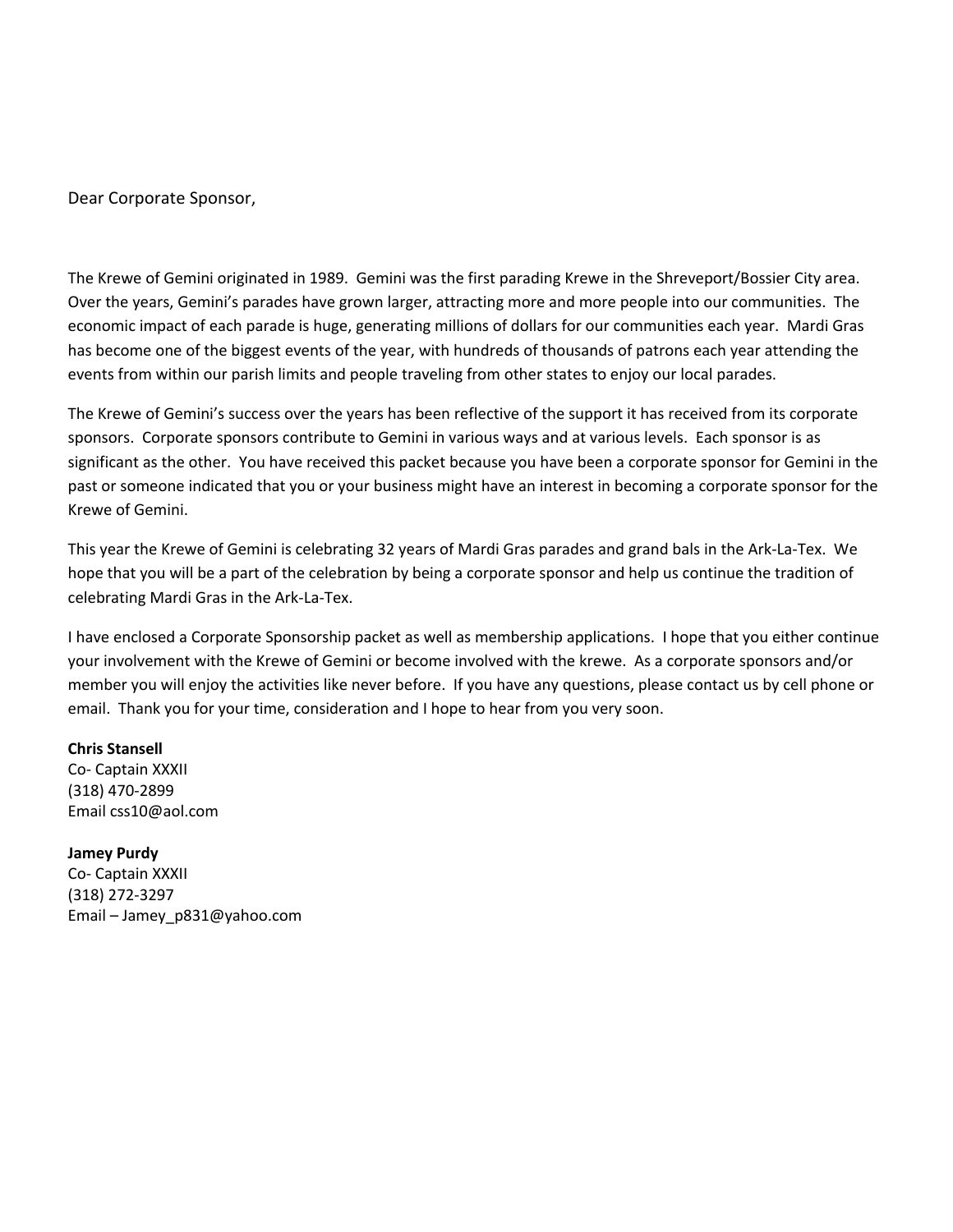Dear Corporate Sponsor,

The Krewe of Gemini originated in 1989. Gemini was the first parading Krewe in the Shreveport/Bossier City area. Over the years, Gemini's parades have grown larger, attracting more and more people into our communities. The economic impact of each parade is huge, generating millions of dollars for our communities each year. Mardi Gras has become one of the biggest events of the year, with hundreds of thousands of patrons each year attending the events from within our parish limits and people traveling from other states to enjoy our local parades.

The Krewe of Gemini's success over the years has been reflective of the support it has received from its corporate sponsors. Corporate sponsors contribute to Gemini in various ways and at various levels. Each sponsor is as significant as the other. You have received this packet because you have been a corporate sponsor for Gemini in the past or someone indicated that you or your business might have an interest in becoming a corporate sponsor for the Krewe of Gemini.

This year the Krewe of Gemini is celebrating 32 years of Mardi Gras parades and grand bals in the Ark-La-Tex. We hope that you will be a part of the celebration by being a corporate sponsor and help us continue the tradition of celebrating Mardi Gras in the Ark-La-Tex.

I have enclosed a Corporate Sponsorship packet as well as membership applications. I hope that you either continue your involvement with the Krewe of Gemini or become involved with the krewe. As a corporate sponsors and/or member you will enjoy the activities like never before. If you have any questions, please contact us by cell phone or email. Thank you for your time, consideration and I hope to hear from you very soon.

**Chris Stansell**
Co- Captain XXXII
(318) 470-2899
Email css10@aol.com

**Jamey Purdy**
Co- Captain XXXII
(318) 272-3297
Email – Jamey_p831@yahoo.com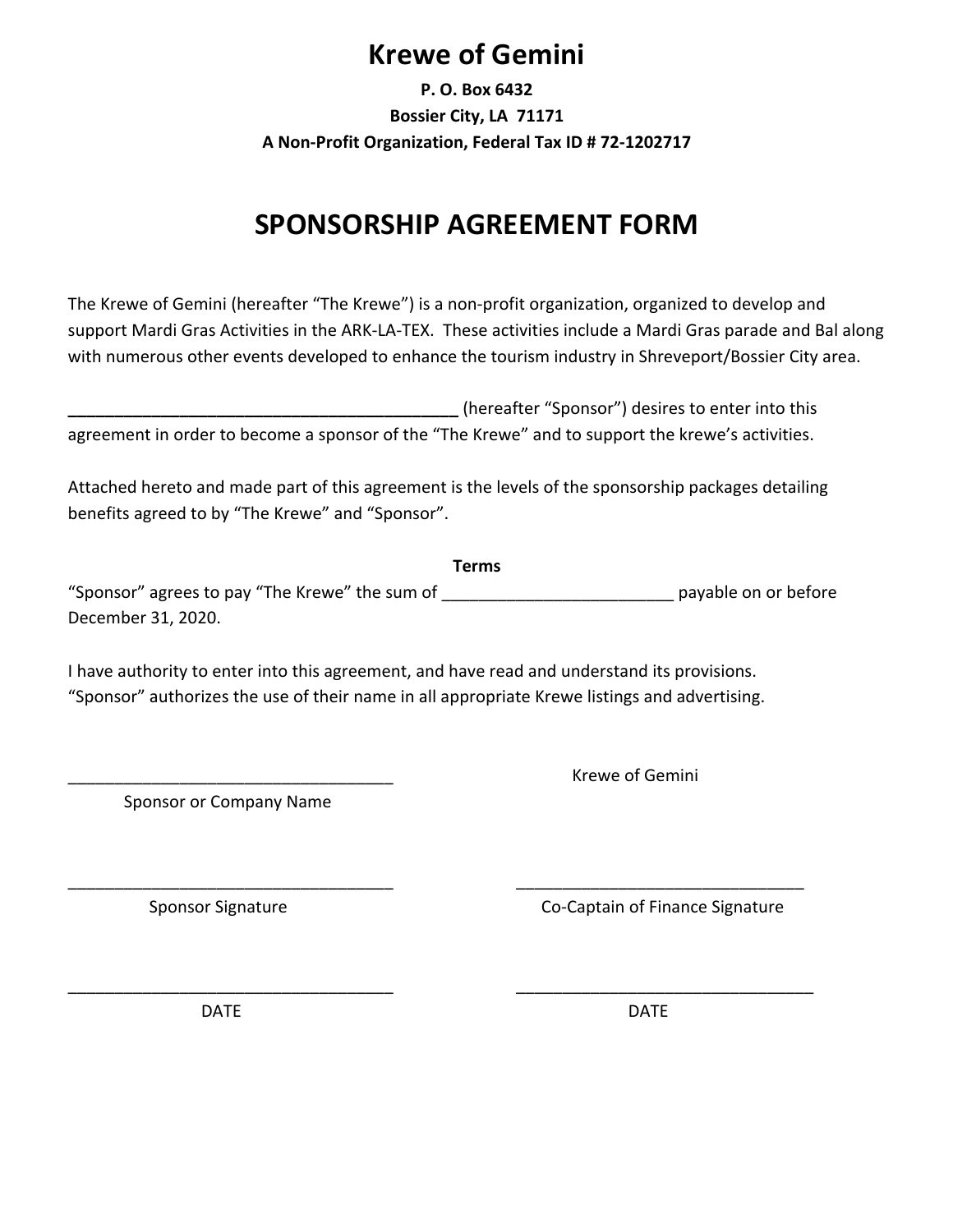# Krewe of Gemini

**P. O. Box 6432**
**Bossier City, LA 71171**
**A Non-Profit Organization, Federal Tax ID # 72-1202717**

## SPONSORSHIP AGREEMENT FORM

The Krewe of Gemini (hereafter "The Krewe") is a non-profit organization, organized to develop and support Mardi Gras Activities in the ARK-LA-TEX. These activities include a Mardi Gras parade and Bal along with numerous other events developed to enhance the tourism industry in Shreveport/Bossier City area.

___________________________________________ (hereafter "Sponsor") desires to enter into this agreement in order to become a sponsor of the "The Krewe" and to support the krewe's activities.

Attached hereto and made part of this agreement is the levels of the sponsorship packages detailing benefits agreed to by "The Krewe" and "Sponsor".

**Terms**

"Sponsor" agrees to pay "The Krewe" the sum of _________________________ payable on or before December 31, 2020.

I have authority to enter into this agreement, and have read and understand its provisions. "Sponsor" authorizes the use of their name in all appropriate Krewe listings and advertising.

___________________________________
Sponsor or Company Name

Krewe of Gemini

___________________________________
Sponsor Signature

_______________________________
Co-Captain of Finance Signature

___________________________________
DATE

_________________________________
DATE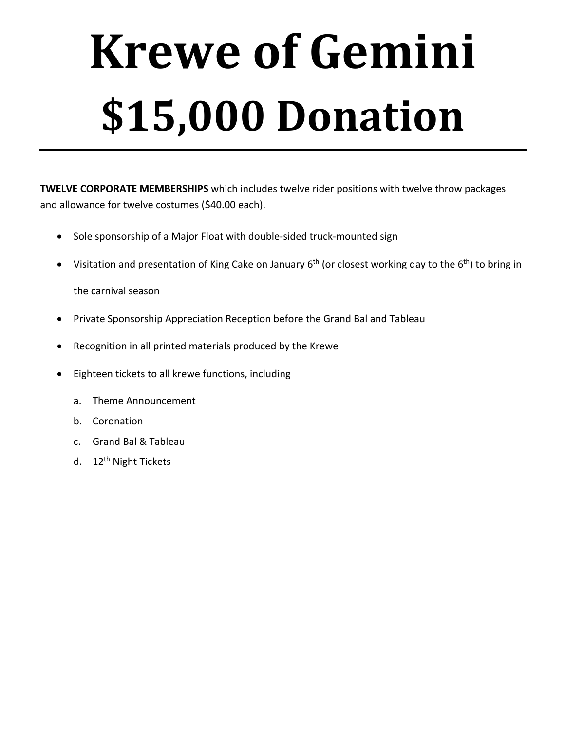# Krewe of Gemini $15,000 Donation

---

**TWELVE CORPORATE MEMBERSHIPS** which includes twelve rider positions with twelve throw packages and allowance for twelve costumes ($40.00 each).

- Sole sponsorship of a Major Float with double-sided truck-mounted sign
- Visitation and presentation of King Cake on January 6th (or closest working day to the 6th) to bring in the carnival season
- Private Sponsorship Appreciation Reception before the Grand Bal and Tableau
- Recognition in all printed materials produced by the Krewe
- Eighteen tickets to all krewe functions, including
  a. Theme Announcement
  b. Coronation
  c. Grand Bal & Tableau
  d. 12th Night Tickets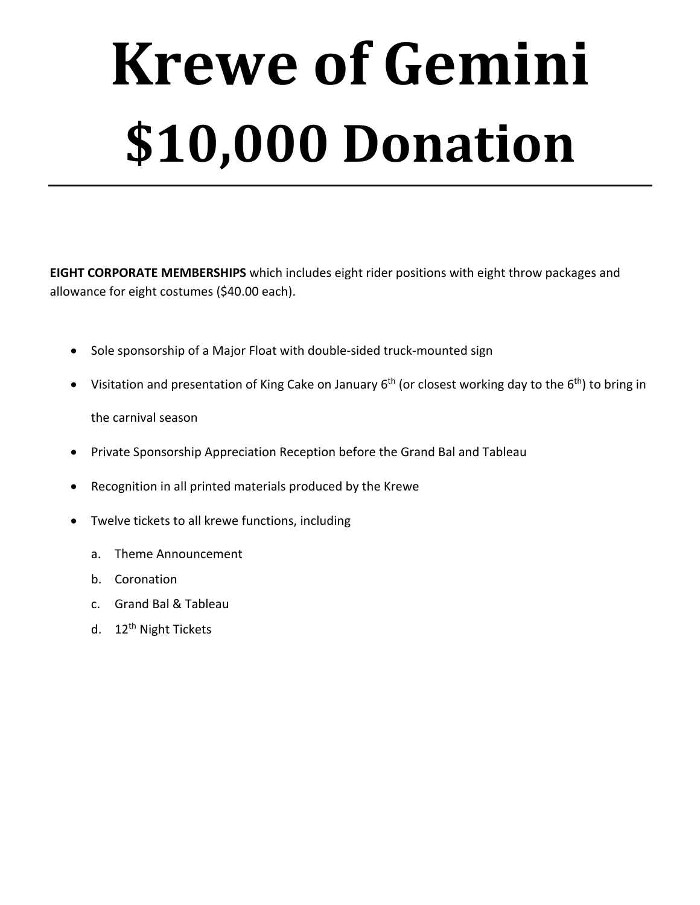# Krewe of Gemini
# $10,000 Donation

---

**EIGHT CORPORATE MEMBERSHIPS** which includes eight rider positions with eight throw packages and allowance for eight costumes ($40.00 each).

- Sole sponsorship of a Major Float with double-sided truck-mounted sign
- Visitation and presentation of King Cake on January 6th (or closest working day to the 6th) to bring in the carnival season
- Private Sponsorship Appreciation Reception before the Grand Bal and Tableau
- Recognition in all printed materials produced by the Krewe
- Twelve tickets to all krewe functions, including
    a. Theme Announcement
    b. Coronation
    c. Grand Bal & Tableau
    d. 12th Night Tickets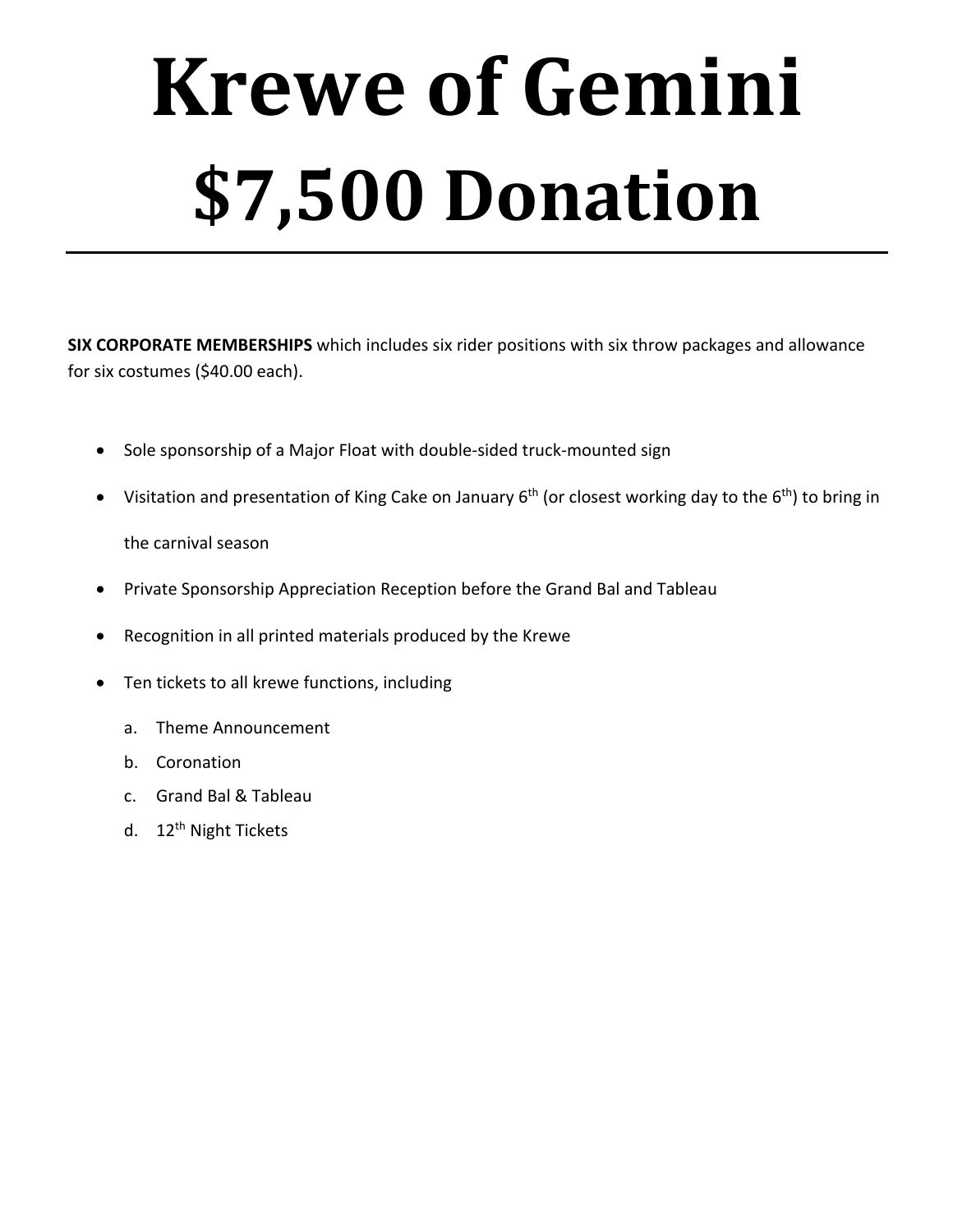# Krewe of Gemini
# $7,500 Donation

---

**SIX CORPORATE MEMBERSHIPS** which includes six rider positions with six throw packages and allowance for six costumes ($40.00 each).

- Sole sponsorship of a Major Float with double-sided truck-mounted sign
- Visitation and presentation of King Cake on January 6th (or closest working day to the 6th) to bring in the carnival season
- Private Sponsorship Appreciation Reception before the Grand Bal and Tableau
- Recognition in all printed materials produced by the Krewe
- Ten tickets to all krewe functions, including
  a. Theme Announcement
  b. Coronation
  c. Grand Bal & Tableau
  d. 12th Night Tickets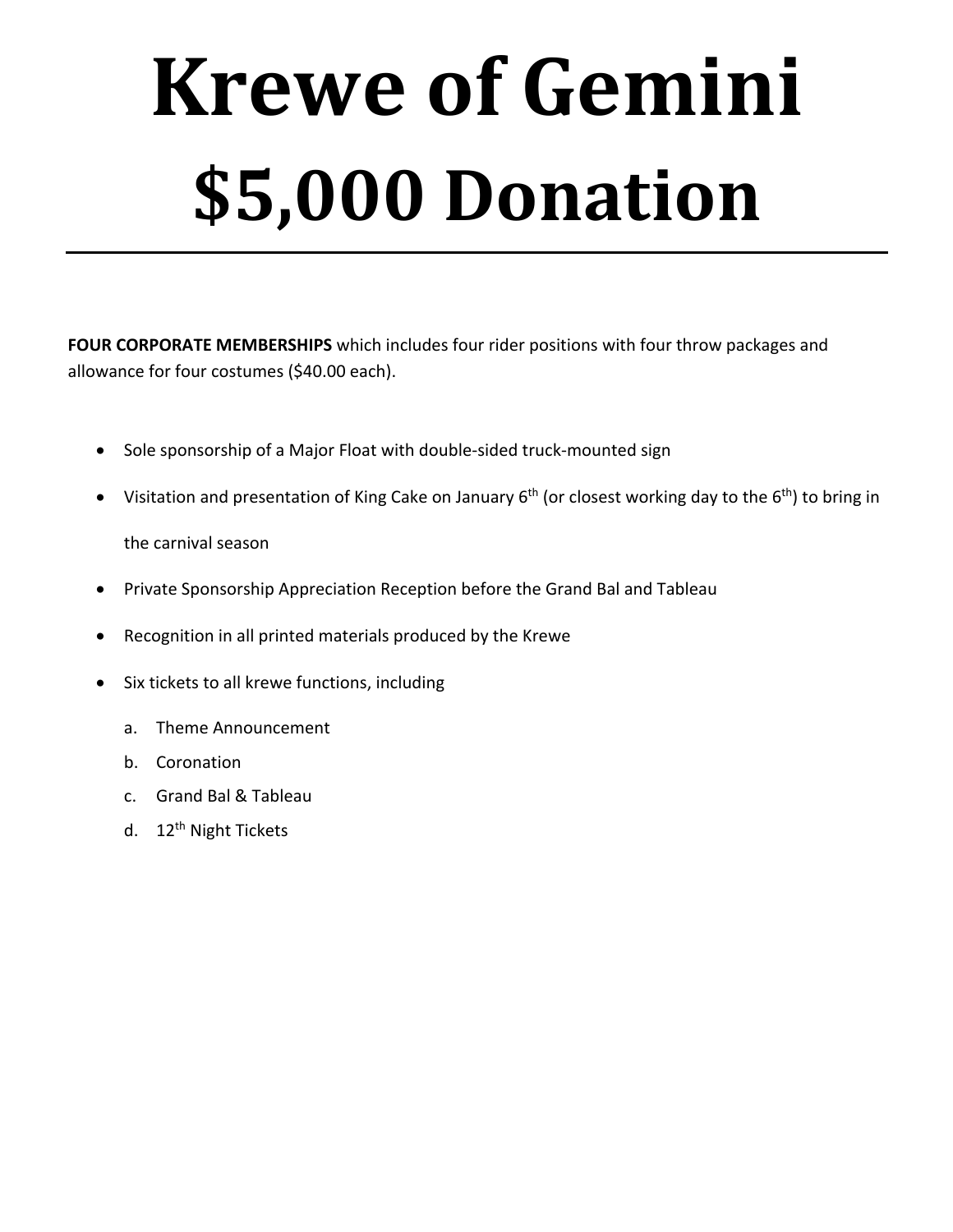# Krewe of Gemini
# $5,000 Donation

---

**FOUR CORPORATE MEMBERSHIPS** which includes four rider positions with four throw packages and allowance for four costumes ($40.00 each).

- Sole sponsorship of a Major Float with double-sided truck-mounted sign
- Visitation and presentation of King Cake on January 6th (or closest working day to the 6th) to bring in the carnival season
- Private Sponsorship Appreciation Reception before the Grand Bal and Tableau
- Recognition in all printed materials produced by the Krewe
- Six tickets to all krewe functions, including
    a. Theme Announcement
    b. Coronation
    c. Grand Bal & Tableau
    d. 12th Night Tickets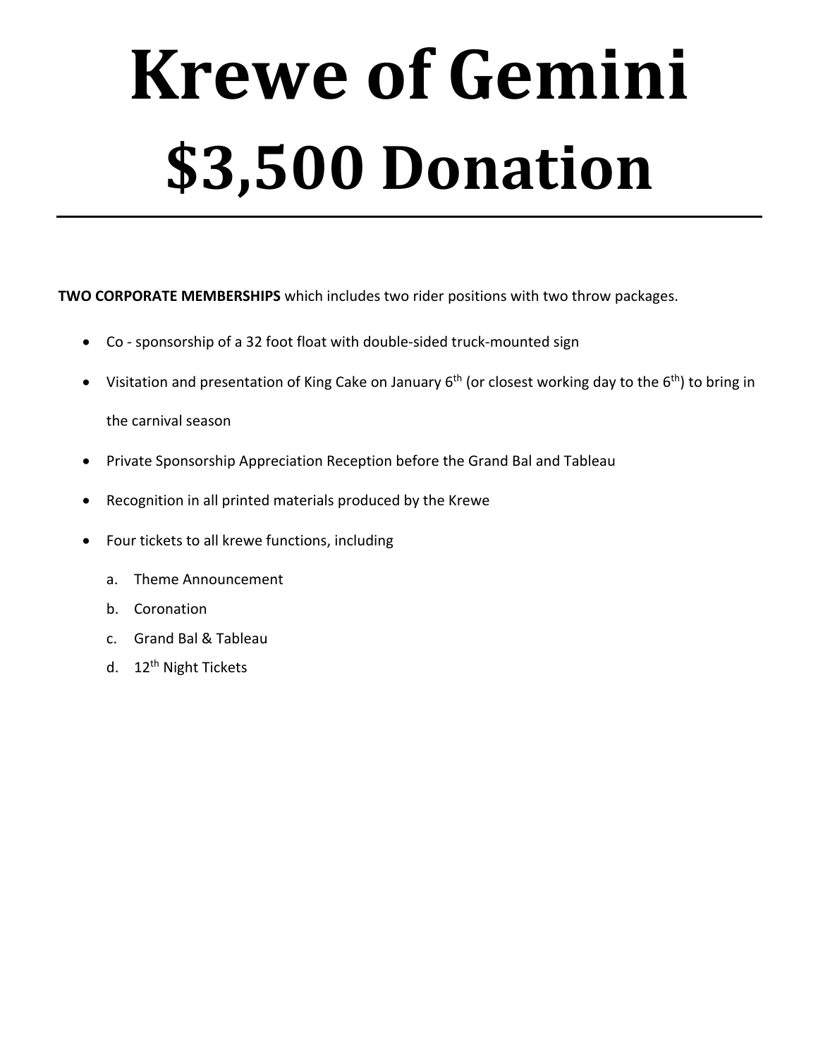# Krewe of Gemini
# $3,500 Donation

---

**TWO CORPORATE MEMBERSHIPS** which includes two rider positions with two throw packages.

- Co - sponsorship of a 32 foot float with double-sided truck-mounted sign
- Visitation and presentation of King Cake on January 6th (or closest working day to the 6th) to bring in the carnival season
- Private Sponsorship Appreciation Reception before the Grand Bal and Tableau
- Recognition in all printed materials produced by the Krewe
- Four tickets to all krewe functions, including
    a. Theme Announcement
    b. Coronation
    c. Grand Bal & Tableau
    d. 12th Night Tickets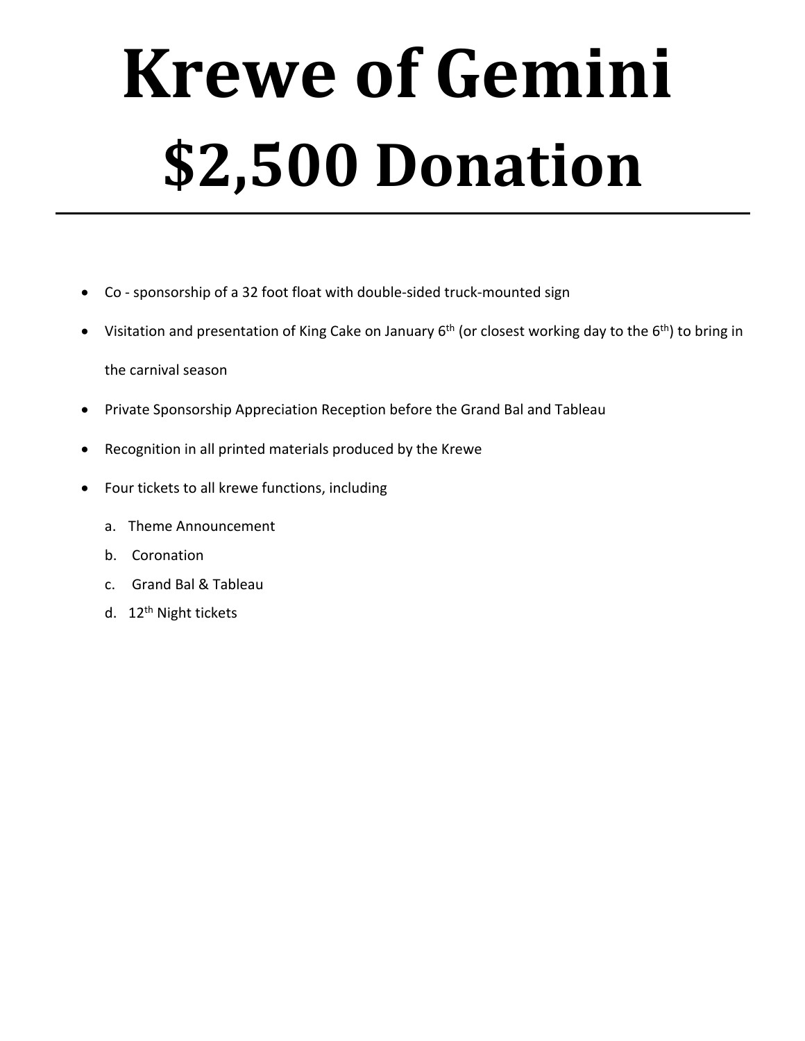# Krewe of Gemini

# $2,500 Donation

---

- Co - sponsorship of a 32 foot float with double-sided truck-mounted sign
- Visitation and presentation of King Cake on January 6th (or closest working day to the 6th) to bring in the carnival season
- Private Sponsorship Appreciation Reception before the Grand Bal and Tableau
- Recognition in all printed materials produced by the Krewe
- Four tickets to all krewe functions, including
  a. Theme Announcement
  b. Coronation
  c. Grand Bal & Tableau
  d. 12th Night tickets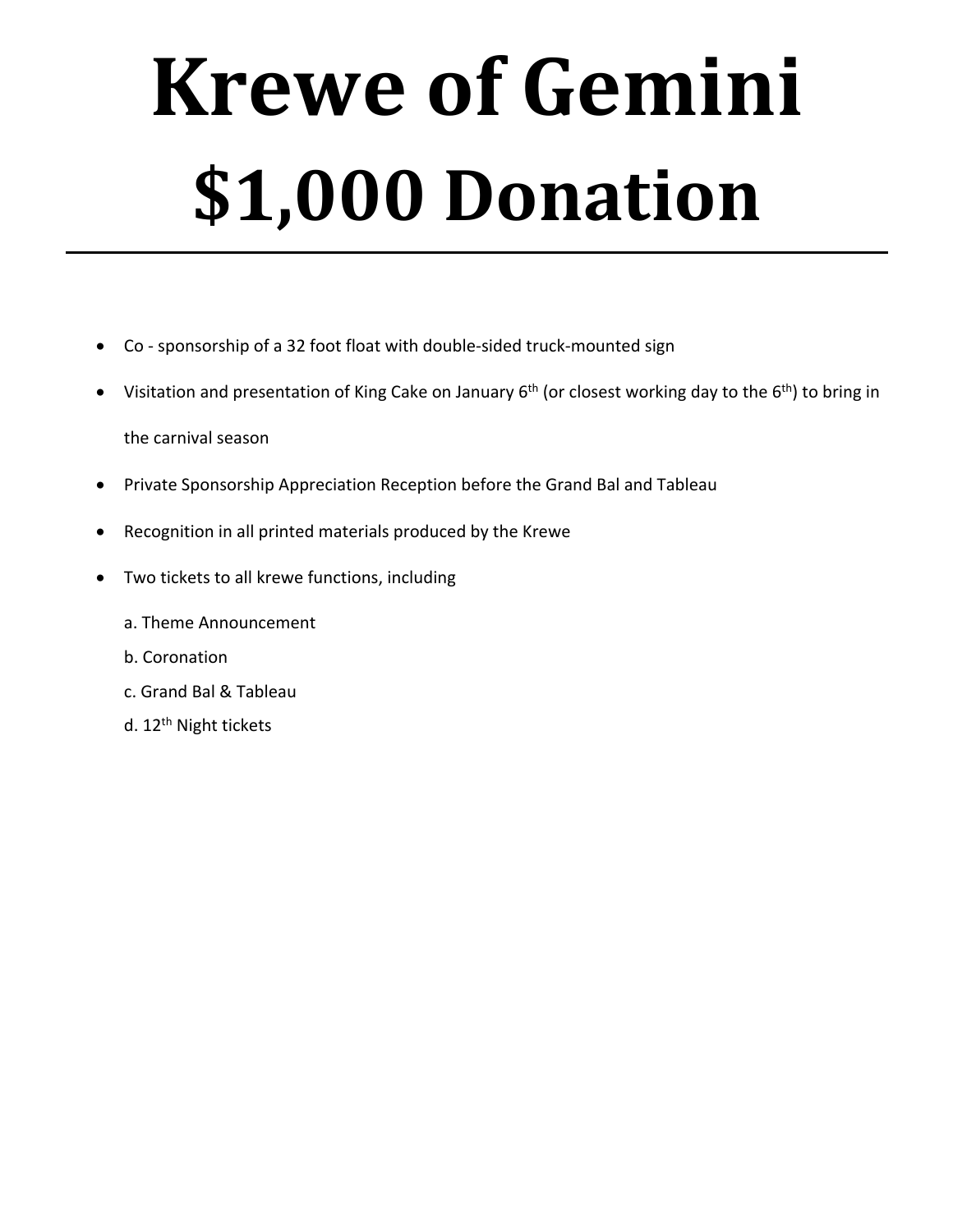# Krewe of Gemini
# $1,000 Donation

---

- Co - sponsorship of a 32 foot float with double-sided truck-mounted sign
- Visitation and presentation of King Cake on January 6th (or closest working day to the 6th) to bring in the carnival season
- Private Sponsorship Appreciation Reception before the Grand Bal and Tableau
- Recognition in all printed materials produced by the Krewe
- Two tickets to all krewe functions, including

  a. Theme Announcement

  b. Coronation

  c. Grand Bal & Tableau

  d. 12th Night tickets